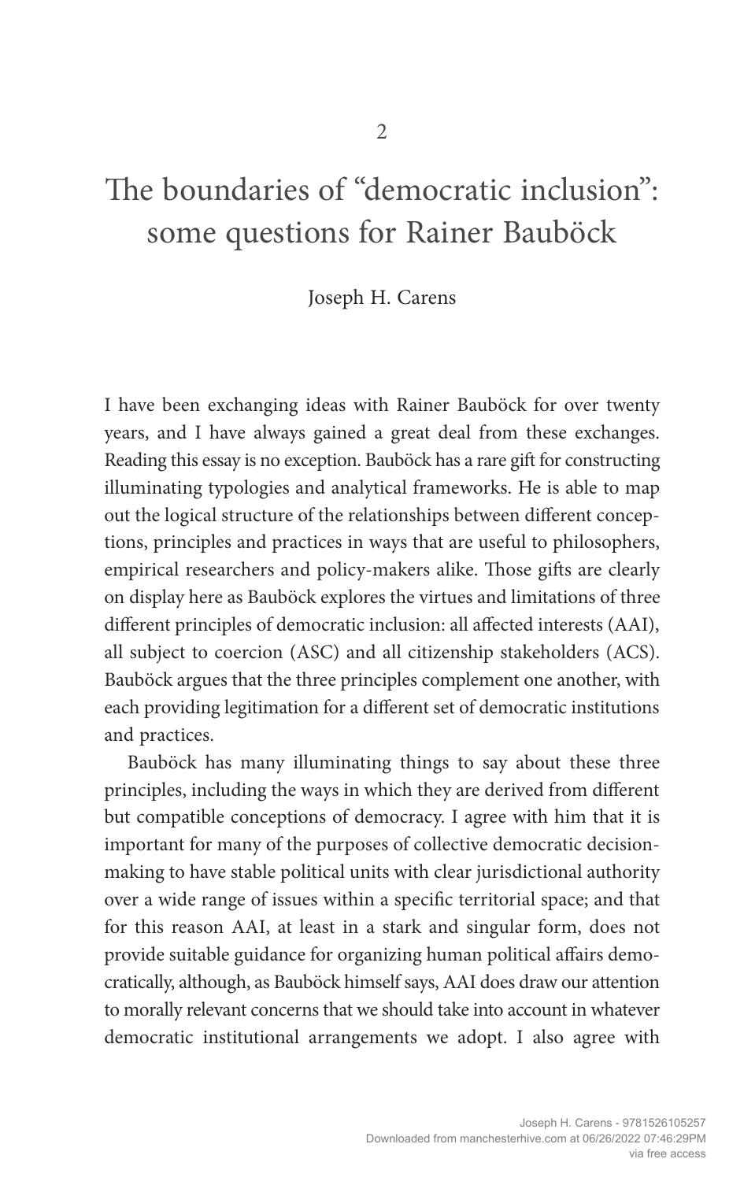# 2

# The boundaries of "democratic inclusion": some questions for Rainer Bauböck

Joseph H. Carens

I have been exchanging ideas with Rainer Bauböck for over twenty years, and I have always gained a great deal from these exchanges. Reading this essay is no exception. Bauböck has a rare gift for constructing illuminating typologies and analytical frameworks. He is able to map out the logical structure of the relationships between different conceptions, principles and practices in ways that are useful to philosophers, empirical researchers and policy-makers alike. Those gifts are clearly on display here as Bauböck explores the virtues and limitations of three different principles of democratic inclusion: all affected interests (AAI), all subject to coercion (ASC) and all citizenship stakeholders (ACS). Bauböck argues that the three principles complement one another, with each providing legitimation for a different set of democratic institutions and practices.

Bauböck has many illuminating things to say about these three principles, including the ways in which they are derived from different but compatible conceptions of democracy. I agree with him that it is important for many of the purposes of collective democratic decision-making to have stable political units with clear jurisdictional authority over a wide range of issues within a specific territorial space; and that for this reason AAI, at least in a stark and singular form, does not provide suitable guidance for organizing human political affairs democratically, although, as Bauböck himself says, AAI does draw our attention to morally relevant concerns that we should take into account in whatever democratic institutional arrangements we adopt. I also agree with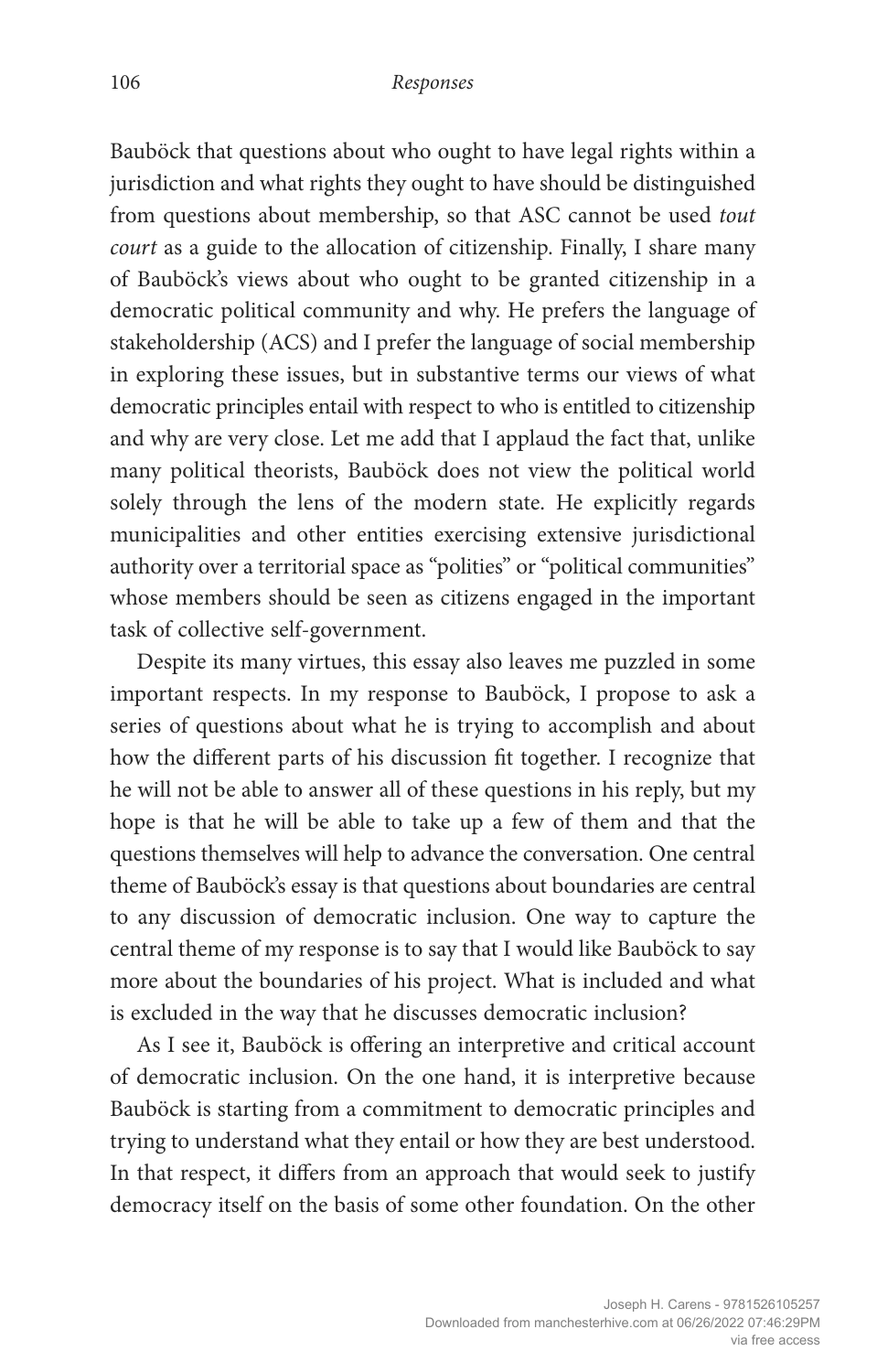Bauböck that questions about who ought to have legal rights within a jurisdiction and what rights they ought to have should be distinguished from questions about membership, so that ASC cannot be used *tout court* as a guide to the allocation of citizenship. Finally, I share many of Bauböck's views about who ought to be granted citizenship in a democratic political community and why. He prefers the language of stakeholdership (ACS) and I prefer the language of social membership in exploring these issues, but in substantive terms our views of what democratic principles entail with respect to who is entitled to citizenship and why are very close. Let me add that I applaud the fact that, unlike many political theorists, Bauböck does not view the political world solely through the lens of the modern state. He explicitly regards municipalities and other entities exercising extensive jurisdictional authority over a territorial space as "polities" or "political communities" whose members should be seen as citizens engaged in the important task of collective self-government.

Despite its many virtues, this essay also leaves me puzzled in some important respects. In my response to Bauböck, I propose to ask a series of questions about what he is trying to accomplish and about how the different parts of his discussion fit together. I recognize that he will not be able to answer all of these questions in his reply, but my hope is that he will be able to take up a few of them and that the questions themselves will help to advance the conversation. One central theme of Bauböck's essay is that questions about boundaries are central to any discussion of democratic inclusion. One way to capture the central theme of my response is to say that I would like Bauböck to say more about the boundaries of his project. What is included and what is excluded in the way that he discusses democratic inclusion?

As I see it, Bauböck is offering an interpretive and critical account of democratic inclusion. On the one hand, it is interpretive because Bauböck is starting from a commitment to democratic principles and trying to understand what they entail or how they are best understood. In that respect, it differs from an approach that would seek to justify democracy itself on the basis of some other foundation. On the other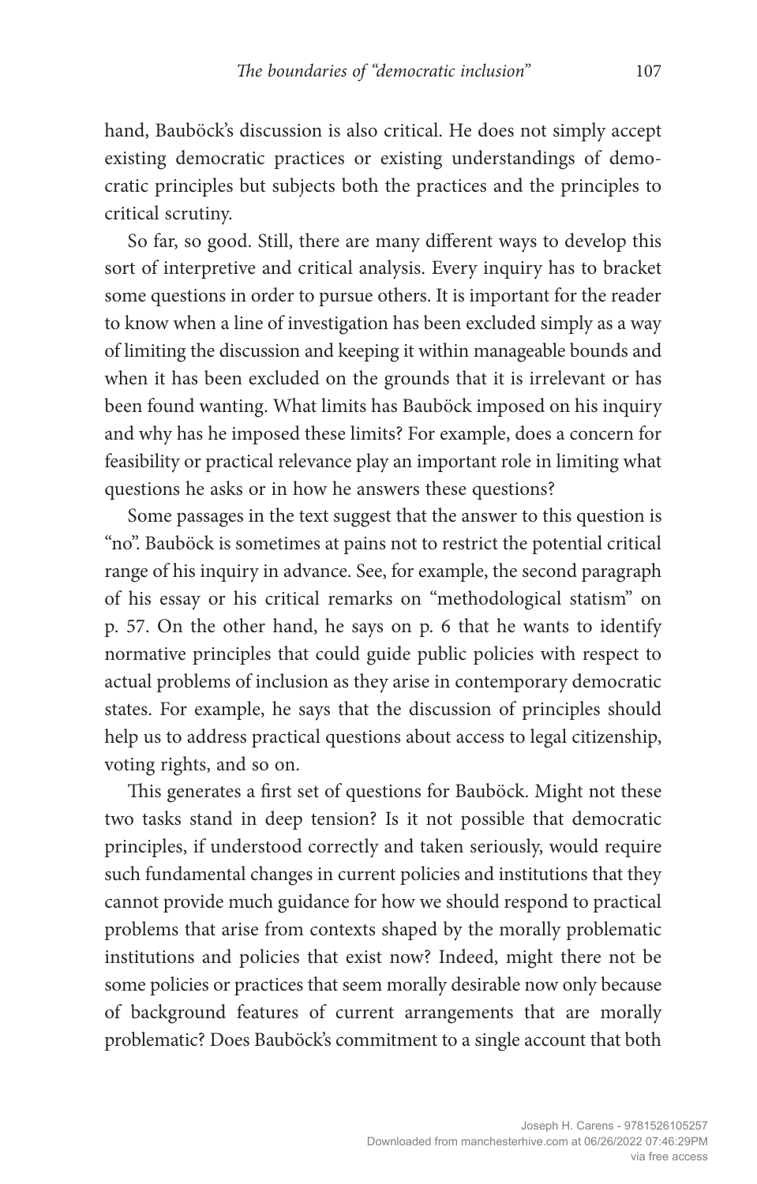hand, Bauböck's discussion is also critical. He does not simply accept existing democratic practices or existing understandings of democratic principles but subjects both the practices and the principles to critical scrutiny.

So far, so good. Still, there are many different ways to develop this sort of interpretive and critical analysis. Every inquiry has to bracket some questions in order to pursue others. It is important for the reader to know when a line of investigation has been excluded simply as a way of limiting the discussion and keeping it within manageable bounds and when it has been excluded on the grounds that it is irrelevant or has been found wanting. What limits has Bauböck imposed on his inquiry and why has he imposed these limits? For example, does a concern for feasibility or practical relevance play an important role in limiting what questions he asks or in how he answers these questions?

Some passages in the text suggest that the answer to this question is "no". Bauböck is sometimes at pains not to restrict the potential critical range of his inquiry in advance. See, for example, the second paragraph of his essay or his critical remarks on "methodological statism" on p. 57. On the other hand, he says on p. 6 that he wants to identify normative principles that could guide public policies with respect to actual problems of inclusion as they arise in contemporary democratic states. For example, he says that the discussion of principles should help us to address practical questions about access to legal citizenship, voting rights, and so on.

This generates a first set of questions for Bauböck. Might not these two tasks stand in deep tension? Is it not possible that democratic principles, if understood correctly and taken seriously, would require such fundamental changes in current policies and institutions that they cannot provide much guidance for how we should respond to practical problems that arise from contexts shaped by the morally problematic institutions and policies that exist now? Indeed, might there not be some policies or practices that seem morally desirable now only because of background features of current arrangements that are morally problematic? Does Bauböck's commitment to a single account that both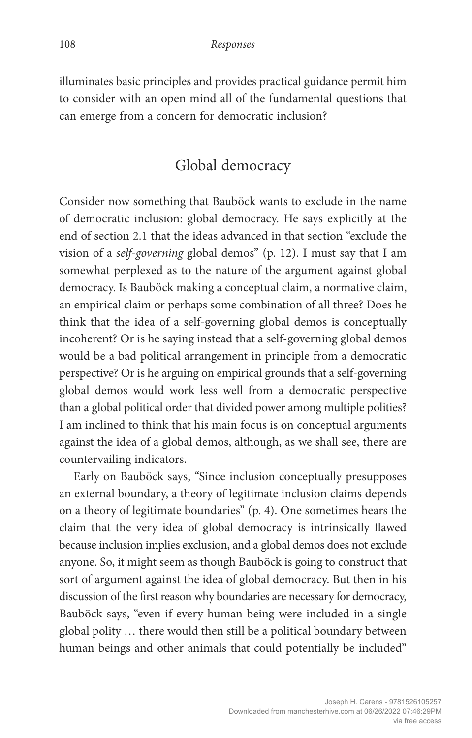illuminates basic principles and provides practical guidance permit him to consider with an open mind all of the fundamental questions that can emerge from a concern for democratic inclusion?

## Global democracy

Consider now something that Bauböck wants to exclude in the name of democratic inclusion: global democracy. He says explicitly at the end of section 2.1 that the ideas advanced in that section "exclude the vision of a *self-governing* global demos" (p. 12). I must say that I am somewhat perplexed as to the nature of the argument against global democracy. Is Bauböck making a conceptual claim, a normative claim, an empirical claim or perhaps some combination of all three? Does he think that the idea of a self-governing global demos is conceptually incoherent? Or is he saying instead that a self-governing global demos would be a bad political arrangement in principle from a democratic perspective? Or is he arguing on empirical grounds that a self-governing global demos would work less well from a democratic perspective than a global political order that divided power among multiple polities? I am inclined to think that his main focus is on conceptual arguments against the idea of a global demos, although, as we shall see, there are countervailing indicators.

Early on Bauböck says, "Since inclusion conceptually presupposes an external boundary, a theory of legitimate inclusion claims depends on a theory of legitimate boundaries" (p. 4). One sometimes hears the claim that the very idea of global democracy is intrinsically flawed because inclusion implies exclusion, and a global demos does not exclude anyone. So, it might seem as though Bauböck is going to construct that sort of argument against the idea of global democracy. But then in his discussion of the first reason why boundaries are necessary for democracy, Bauböck says, "even if every human being were included in a single global polity … there would then still be a political boundary between human beings and other animals that could potentially be included"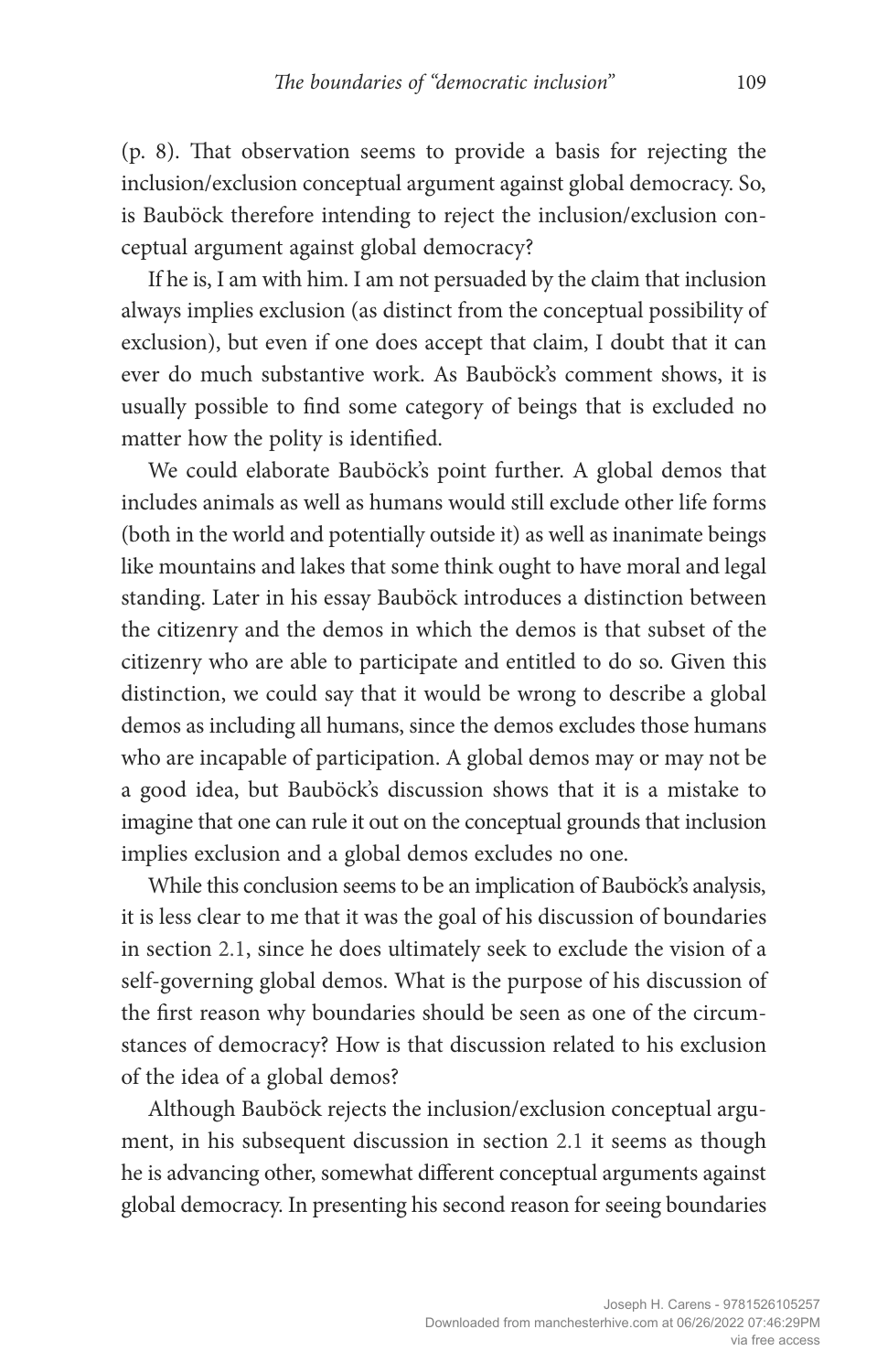(p. 8). That observation seems to provide a basis for rejecting the inclusion/exclusion conceptual argument against global democracy. So, is Bauböck therefore intending to reject the inclusion/exclusion conceptual argument against global democracy?

If he is, I am with him. I am not persuaded by the claim that inclusion always implies exclusion (as distinct from the conceptual possibility of exclusion), but even if one does accept that claim, I doubt that it can ever do much substantive work. As Bauböck's comment shows, it is usually possible to find some category of beings that is excluded no matter how the polity is identified.

We could elaborate Bauböck's point further. A global demos that includes animals as well as humans would still exclude other life forms (both in the world and potentially outside it) as well as inanimate beings like mountains and lakes that some think ought to have moral and legal standing. Later in his essay Bauböck introduces a distinction between the citizenry and the demos in which the demos is that subset of the citizenry who are able to participate and entitled to do so. Given this distinction, we could say that it would be wrong to describe a global demos as including all humans, since the demos excludes those humans who are incapable of participation. A global demos may or may not be a good idea, but Bauböck's discussion shows that it is a mistake to imagine that one can rule it out on the conceptual grounds that inclusion implies exclusion and a global demos excludes no one.

While this conclusion seems to be an implication of Bauböck's analysis, it is less clear to me that it was the goal of his discussion of boundaries in section 2.1, since he does ultimately seek to exclude the vision of a self-governing global demos. What is the purpose of his discussion of the first reason why boundaries should be seen as one of the circumstances of democracy? How is that discussion related to his exclusion of the idea of a global demos?

Although Bauböck rejects the inclusion/exclusion conceptual argument, in his subsequent discussion in section 2.1 it seems as though he is advancing other, somewhat different conceptual arguments against global democracy. In presenting his second reason for seeing boundaries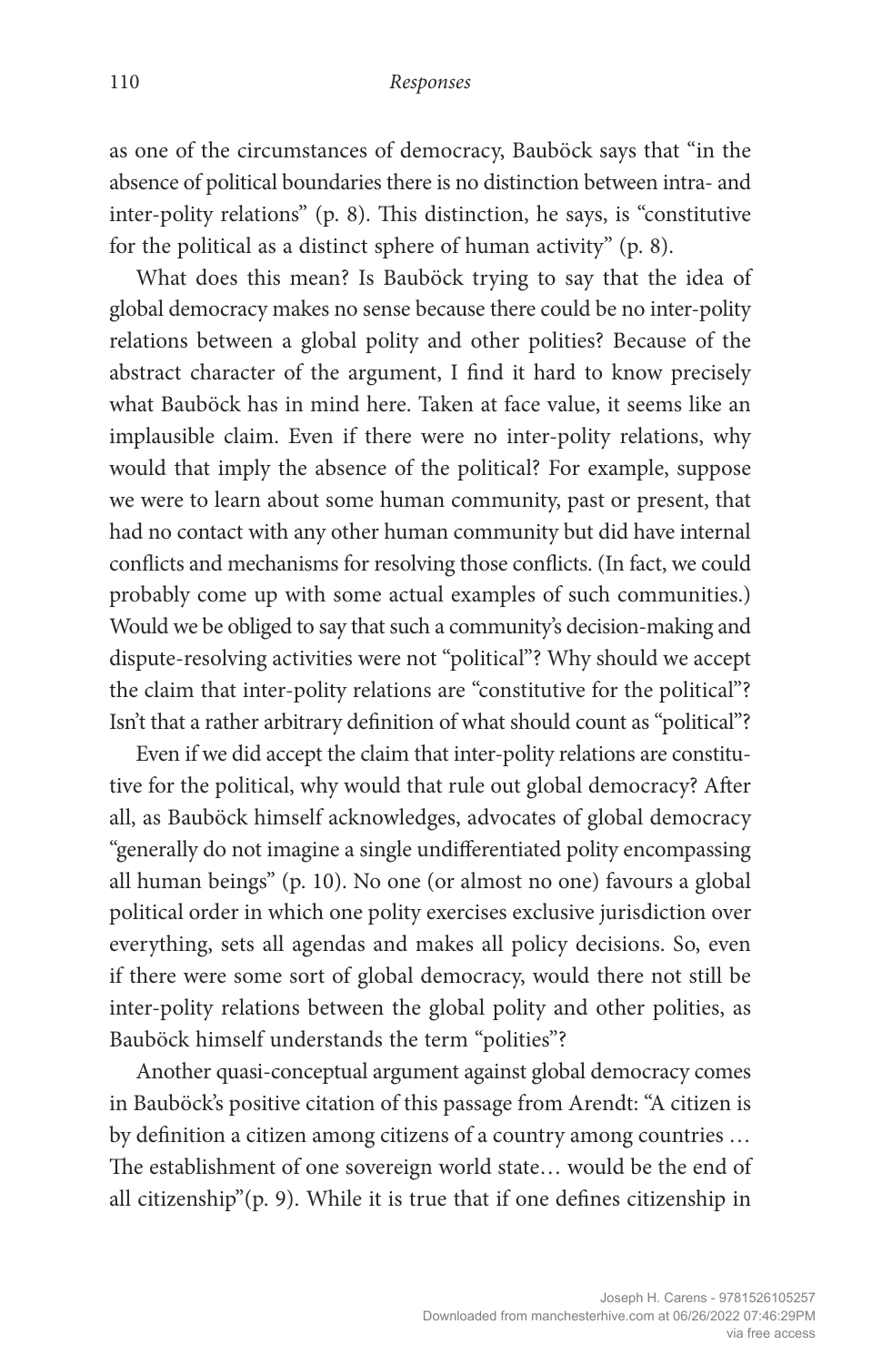as one of the circumstances of democracy, Bauböck says that "in the absence of political boundaries there is no distinction between intra- and inter-polity relations" (p. 8). This distinction, he says, is "constitutive for the political as a distinct sphere of human activity" (p. 8).

What does this mean? Is Bauböck trying to say that the idea of global democracy makes no sense because there could be no inter-polity relations between a global polity and other polities? Because of the abstract character of the argument, I find it hard to know precisely what Bauböck has in mind here. Taken at face value, it seems like an implausible claim. Even if there were no inter-polity relations, why would that imply the absence of the political? For example, suppose we were to learn about some human community, past or present, that had no contact with any other human community but did have internal conflicts and mechanisms for resolving those conflicts. (In fact, we could probably come up with some actual examples of such communities.) Would we be obliged to say that such a community's decision-making and dispute-resolving activities were not "political"? Why should we accept the claim that inter-polity relations are "constitutive for the political"? Isn't that a rather arbitrary definition of what should count as "political"?

Even if we did accept the claim that inter-polity relations are constitutive for the political, why would that rule out global democracy? After all, as Bauböck himself acknowledges, advocates of global democracy "generally do not imagine a single undifferentiated polity encompassing all human beings" (p. 10). No one (or almost no one) favours a global political order in which one polity exercises exclusive jurisdiction over everything, sets all agendas and makes all policy decisions. So, even if there were some sort of global democracy, would there not still be inter-polity relations between the global polity and other polities, as Bauböck himself understands the term "polities"?

Another quasi-conceptual argument against global democracy comes in Bauböck's positive citation of this passage from Arendt: "A citizen is by definition a citizen among citizens of a country among countries … The establishment of one sovereign world state… would be the end of all citizenship"(p. 9). While it is true that if one defines citizenship in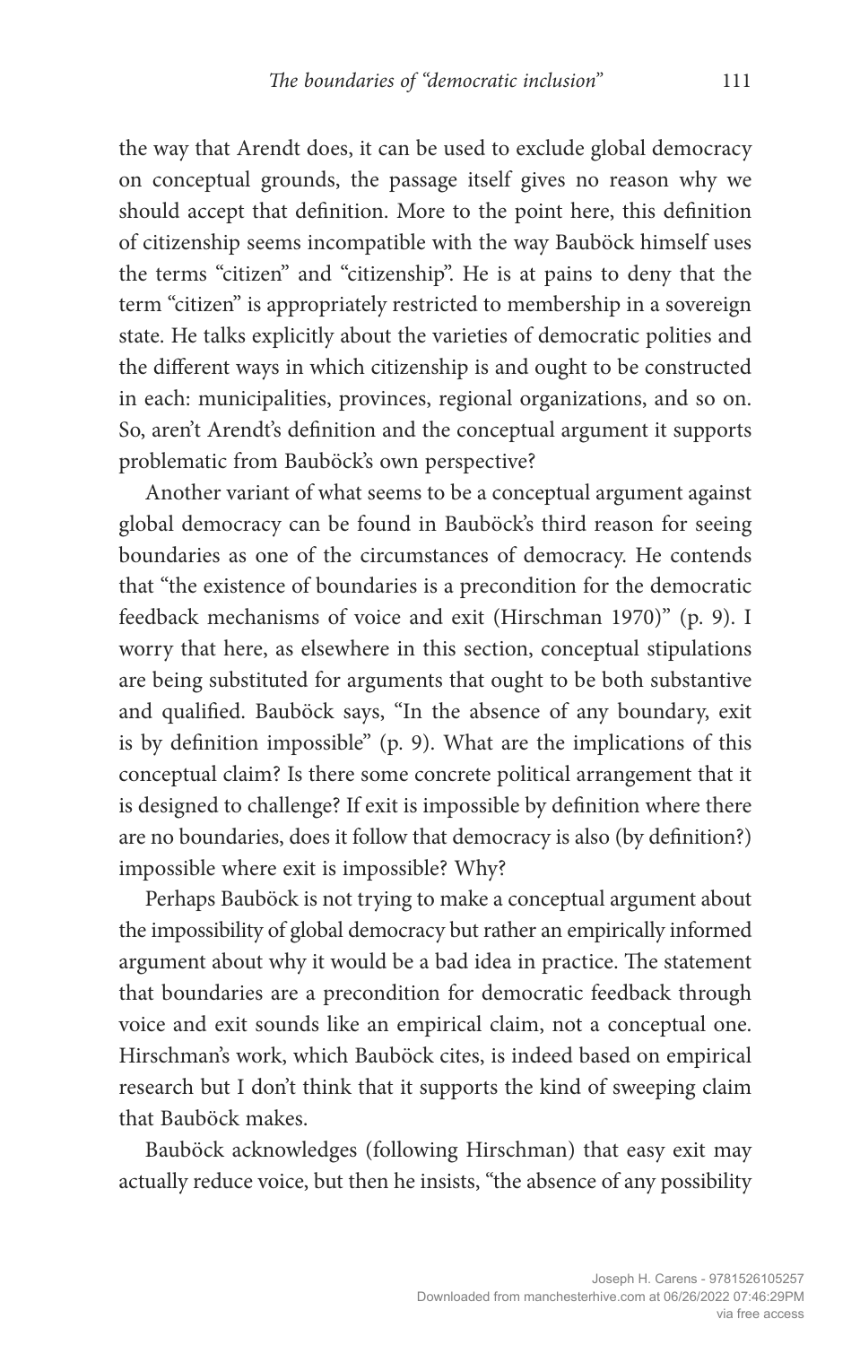the way that Arendt does, it can be used to exclude global democracy on conceptual grounds, the passage itself gives no reason why we should accept that definition. More to the point here, this definition of citizenship seems incompatible with the way Bauböck himself uses the terms "citizen" and "citizenship". He is at pains to deny that the term "citizen" is appropriately restricted to membership in a sovereign state. He talks explicitly about the varieties of democratic polities and the different ways in which citizenship is and ought to be constructed in each: municipalities, provinces, regional organizations, and so on. So, aren't Arendt's definition and the conceptual argument it supports problematic from Bauböck's own perspective?

Another variant of what seems to be a conceptual argument against global democracy can be found in Bauböck's third reason for seeing boundaries as one of the circumstances of democracy. He contends that "the existence of boundaries is a precondition for the democratic feedback mechanisms of voice and exit (Hirschman 1970)" (p. 9). I worry that here, as elsewhere in this section, conceptual stipulations are being substituted for arguments that ought to be both substantive and qualified. Bauböck says, "In the absence of any boundary, exit is by definition impossible" (p. 9). What are the implications of this conceptual claim? Is there some concrete political arrangement that it is designed to challenge? If exit is impossible by definition where there are no boundaries, does it follow that democracy is also (by definition?) impossible where exit is impossible? Why?

Perhaps Bauböck is not trying to make a conceptual argument about the impossibility of global democracy but rather an empirically informed argument about why it would be a bad idea in practice. The statement that boundaries are a precondition for democratic feedback through voice and exit sounds like an empirical claim, not a conceptual one. Hirschman's work, which Bauböck cites, is indeed based on empirical research but I don't think that it supports the kind of sweeping claim that Bauböck makes.

Bauböck acknowledges (following Hirschman) that easy exit may actually reduce voice, but then he insists, "the absence of any possibility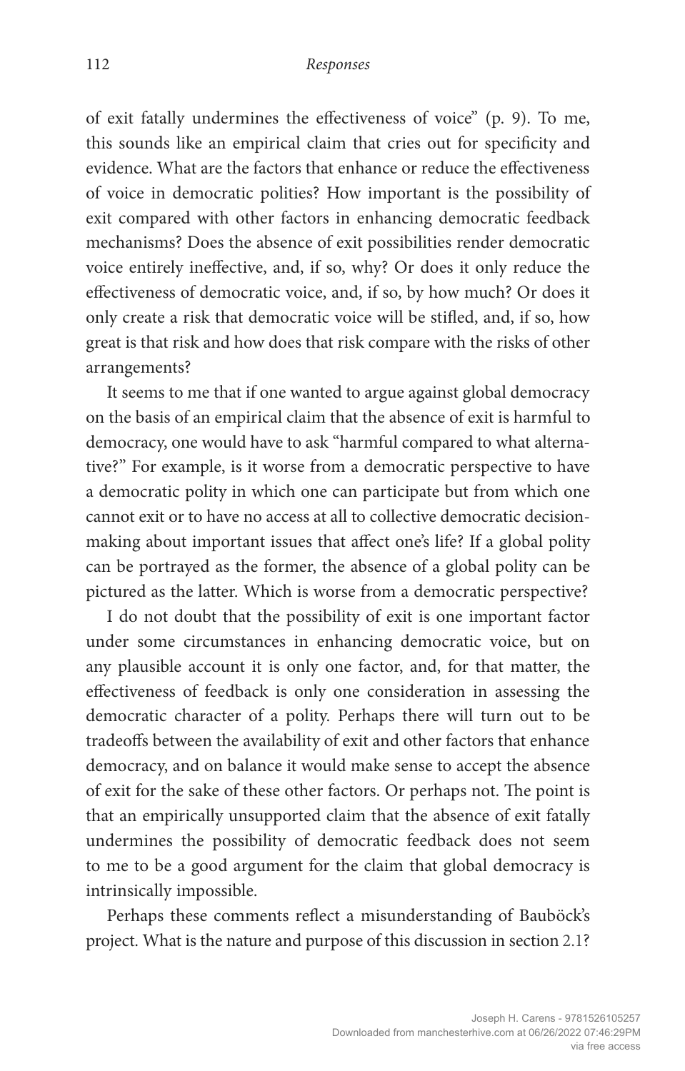of exit fatally undermines the effectiveness of voice" (p. 9). To me, this sounds like an empirical claim that cries out for specificity and evidence. What are the factors that enhance or reduce the effectiveness of voice in democratic polities? How important is the possibility of exit compared with other factors in enhancing democratic feedback mechanisms? Does the absence of exit possibilities render democratic voice entirely ineffective, and, if so, why? Or does it only reduce the effectiveness of democratic voice, and, if so, by how much? Or does it only create a risk that democratic voice will be stifled, and, if so, how great is that risk and how does that risk compare with the risks of other arrangements?

It seems to me that if one wanted to argue against global democracy on the basis of an empirical claim that the absence of exit is harmful to democracy, one would have to ask "harmful compared to what alternative?" For example, is it worse from a democratic perspective to have a democratic polity in which one can participate but from which one cannot exit or to have no access at all to collective democratic decision-making about important issues that affect one's life? If a global polity can be portrayed as the former, the absence of a global polity can be pictured as the latter. Which is worse from a democratic perspective?

I do not doubt that the possibility of exit is one important factor under some circumstances in enhancing democratic voice, but on any plausible account it is only one factor, and, for that matter, the effectiveness of feedback is only one consideration in assessing the democratic character of a polity. Perhaps there will turn out to be tradeoffs between the availability of exit and other factors that enhance democracy, and on balance it would make sense to accept the absence of exit for the sake of these other factors. Or perhaps not. The point is that an empirically unsupported claim that the absence of exit fatally undermines the possibility of democratic feedback does not seem to me to be a good argument for the claim that global democracy is intrinsically impossible.

Perhaps these comments reflect a misunderstanding of Bauböck's project. What is the nature and purpose of this discussion in section 2.1?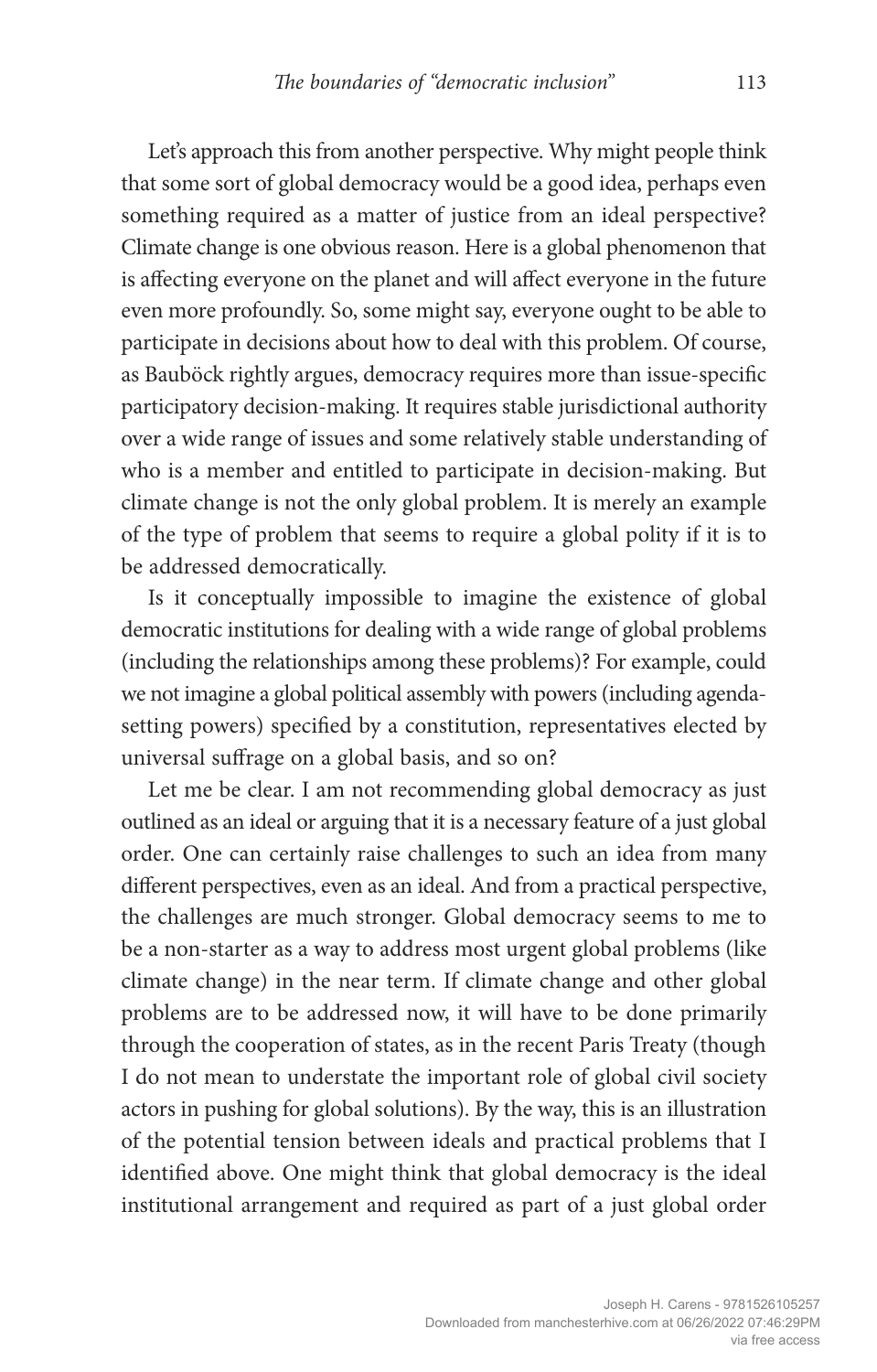Let's approach this from another perspective. Why might people think that some sort of global democracy would be a good idea, perhaps even something required as a matter of justice from an ideal perspective? Climate change is one obvious reason. Here is a global phenomenon that is affecting everyone on the planet and will affect everyone in the future even more profoundly. So, some might say, everyone ought to be able to participate in decisions about how to deal with this problem. Of course, as Bauböck rightly argues, democracy requires more than issue-specific participatory decision-making. It requires stable jurisdictional authority over a wide range of issues and some relatively stable understanding of who is a member and entitled to participate in decision-making. But climate change is not the only global problem. It is merely an example of the type of problem that seems to require a global polity if it is to be addressed democratically.

Is it conceptually impossible to imagine the existence of global democratic institutions for dealing with a wide range of global problems (including the relationships among these problems)? For example, could we not imagine a global political assembly with powers (including agenda-setting powers) specified by a constitution, representatives elected by universal suffrage on a global basis, and so on?

Let me be clear. I am not recommending global democracy as just outlined as an ideal or arguing that it is a necessary feature of a just global order. One can certainly raise challenges to such an idea from many different perspectives, even as an ideal. And from a practical perspective, the challenges are much stronger. Global democracy seems to me to be a non-starter as a way to address most urgent global problems (like climate change) in the near term. If climate change and other global problems are to be addressed now, it will have to be done primarily through the cooperation of states, as in the recent Paris Treaty (though I do not mean to understate the important role of global civil society actors in pushing for global solutions). By the way, this is an illustration of the potential tension between ideals and practical problems that I identified above. One might think that global democracy is the ideal institutional arrangement and required as part of a just global order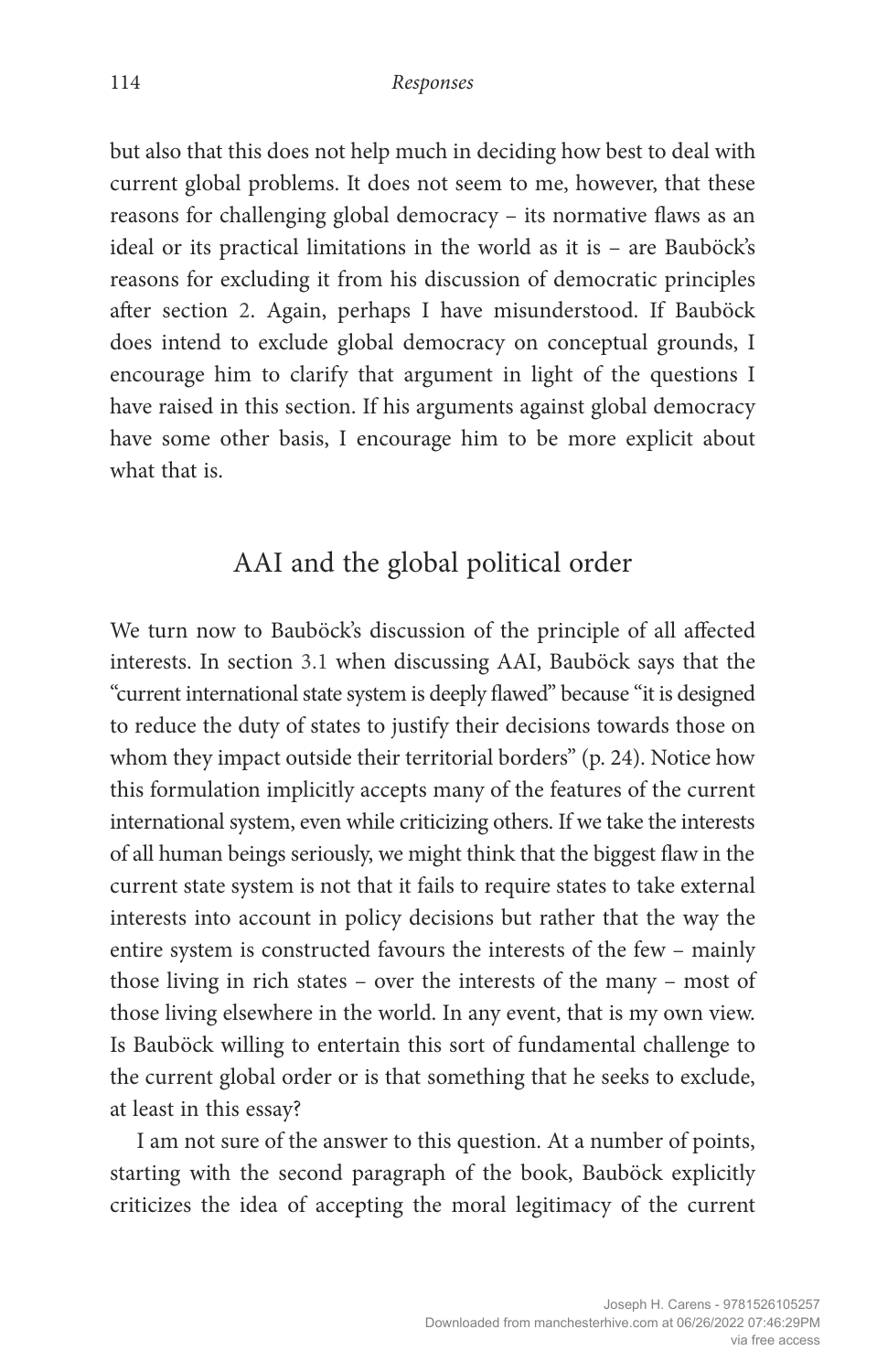but also that this does not help much in deciding how best to deal with current global problems. It does not seem to me, however, that these reasons for challenging global democracy – its normative flaws as an ideal or its practical limitations in the world as it is – are Bauböck's reasons for excluding it from his discussion of democratic principles after section 2. Again, perhaps I have misunderstood. If Bauböck does intend to exclude global democracy on conceptual grounds, I encourage him to clarify that argument in light of the questions I have raised in this section. If his arguments against global democracy have some other basis, I encourage him to be more explicit about what that is.

## AAI and the global political order

We turn now to Bauböck's discussion of the principle of all affected interests. In section 3.1 when discussing AAI, Bauböck says that the "current international state system is deeply flawed" because "it is designed to reduce the duty of states to justify their decisions towards those on whom they impact outside their territorial borders" (p. 24). Notice how this formulation implicitly accepts many of the features of the current international system, even while criticizing others. If we take the interests of all human beings seriously, we might think that the biggest flaw in the current state system is not that it fails to require states to take external interests into account in policy decisions but rather that the way the entire system is constructed favours the interests of the few – mainly those living in rich states – over the interests of the many – most of those living elsewhere in the world. In any event, that is my own view. Is Bauböck willing to entertain this sort of fundamental challenge to the current global order or is that something that he seeks to exclude, at least in this essay?

I am not sure of the answer to this question. At a number of points, starting with the second paragraph of the book, Bauböck explicitly criticizes the idea of accepting the moral legitimacy of the current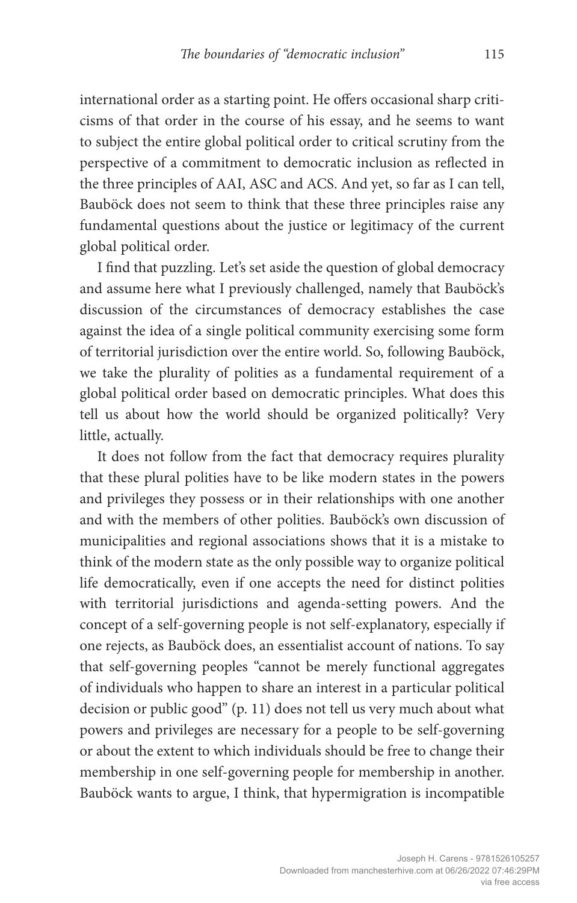international order as a starting point. He offers occasional sharp criticisms of that order in the course of his essay, and he seems to want to subject the entire global political order to critical scrutiny from the perspective of a commitment to democratic inclusion as reflected in the three principles of AAI, ASC and ACS. And yet, so far as I can tell, Bauböck does not seem to think that these three principles raise any fundamental questions about the justice or legitimacy of the current global political order.

I find that puzzling. Let's set aside the question of global democracy and assume here what I previously challenged, namely that Bauböck's discussion of the circumstances of democracy establishes the case against the idea of a single political community exercising some form of territorial jurisdiction over the entire world. So, following Bauböck, we take the plurality of polities as a fundamental requirement of a global political order based on democratic principles. What does this tell us about how the world should be organized politically? Very little, actually.

It does not follow from the fact that democracy requires plurality that these plural polities have to be like modern states in the powers and privileges they possess or in their relationships with one another and with the members of other polities. Bauböck's own discussion of municipalities and regional associations shows that it is a mistake to think of the modern state as the only possible way to organize political life democratically, even if one accepts the need for distinct polities with territorial jurisdictions and agenda-setting powers. And the concept of a self-governing people is not self-explanatory, especially if one rejects, as Bauböck does, an essentialist account of nations. To say that self-governing peoples "cannot be merely functional aggregates of individuals who happen to share an interest in a particular political decision or public good" (p. 11) does not tell us very much about what powers and privileges are necessary for a people to be self-governing or about the extent to which individuals should be free to change their membership in one self-governing people for membership in another. Bauböck wants to argue, I think, that hypermigration is incompatible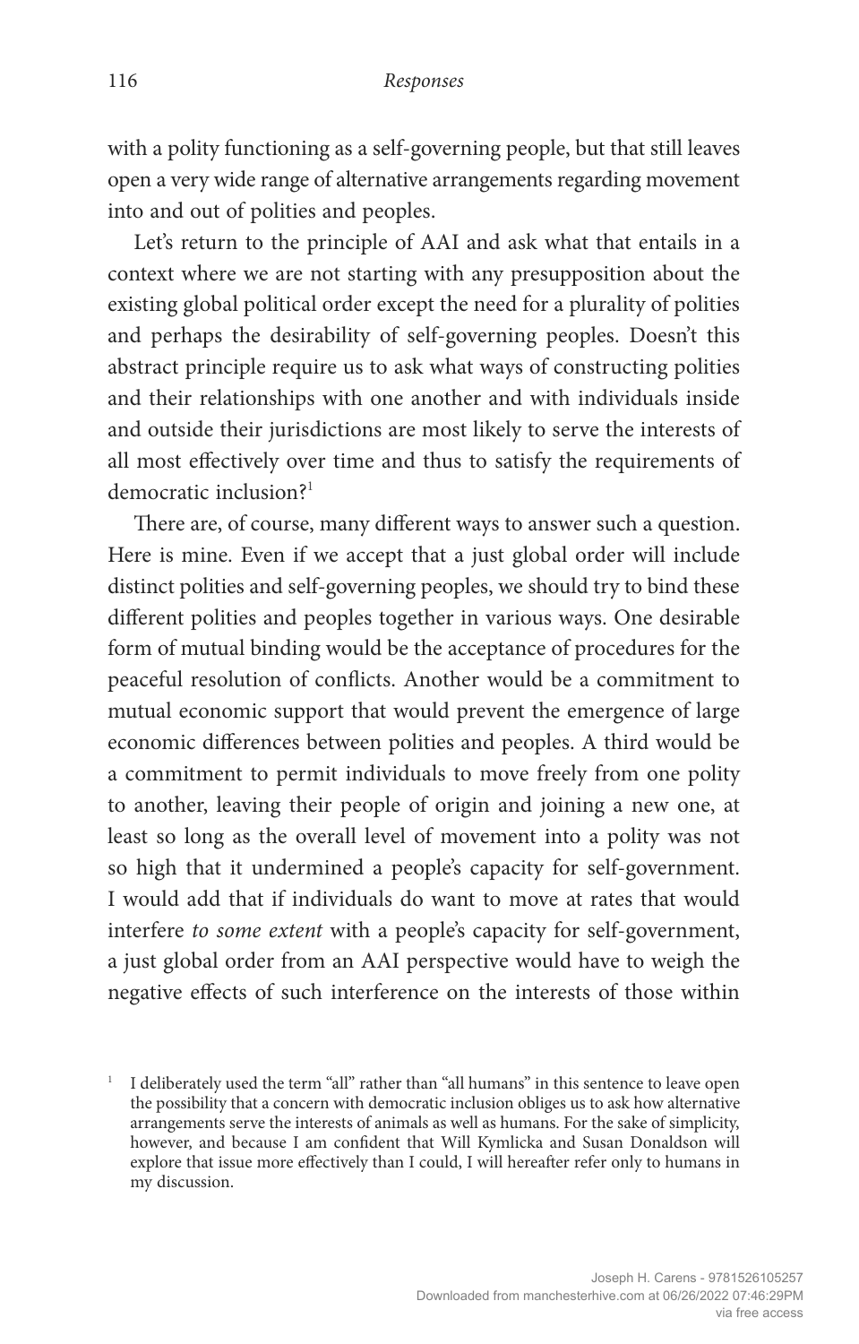with a polity functioning as a self-governing people, but that still leaves open a very wide range of alternative arrangements regarding movement into and out of polities and peoples.

Let's return to the principle of AAI and ask what that entails in a context where we are not starting with any presupposition about the existing global political order except the need for a plurality of polities and perhaps the desirability of self-governing peoples. Doesn't this abstract principle require us to ask what ways of constructing polities and their relationships with one another and with individuals inside and outside their jurisdictions are most likely to serve the interests of all most effectively over time and thus to satisfy the requirements of democratic inclusion?[1]

There are, of course, many different ways to answer such a question. Here is mine. Even if we accept that a just global order will include distinct polities and self-governing peoples, we should try to bind these different polities and peoples together in various ways. One desirable form of mutual binding would be the acceptance of procedures for the peaceful resolution of conflicts. Another would be a commitment to mutual economic support that would prevent the emergence of large economic differences between polities and peoples. A third would be a commitment to permit individuals to move freely from one polity to another, leaving their people of origin and joining a new one, at least so long as the overall level of movement into a polity was not so high that it undermined a people's capacity for self-government. I would add that if individuals do want to move at rates that would interfere *to some extent* with a people's capacity for self-government, a just global order from an AAI perspective would have to weigh the negative effects of such interference on the interests of those within

[1] I deliberately used the term "all" rather than "all humans" in this sentence to leave open the possibility that a concern with democratic inclusion obliges us to ask how alternative arrangements serve the interests of animals as well as humans. For the sake of simplicity, however, and because I am confident that Will Kymlicka and Susan Donaldson will explore that issue more effectively than I could, I will hereafter refer only to humans in my discussion.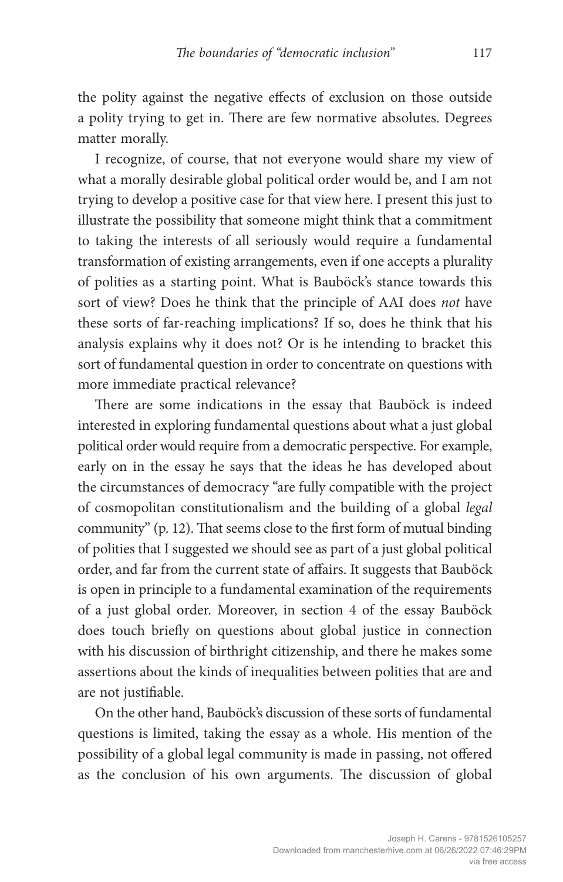the polity against the negative effects of exclusion on those outside a polity trying to get in. There are few normative absolutes. Degrees matter morally.

I recognize, of course, that not everyone would share my view of what a morally desirable global political order would be, and I am not trying to develop a positive case for that view here. I present this just to illustrate the possibility that someone might think that a commitment to taking the interests of all seriously would require a fundamental transformation of existing arrangements, even if one accepts a plurality of polities as a starting point. What is Bauböck's stance towards this sort of view? Does he think that the principle of AAI does *not* have these sorts of far-reaching implications? If so, does he think that his analysis explains why it does not? Or is he intending to bracket this sort of fundamental question in order to concentrate on questions with more immediate practical relevance?

There are some indications in the essay that Bauböck is indeed interested in exploring fundamental questions about what a just global political order would require from a democratic perspective. For example, early on in the essay he says that the ideas he has developed about the circumstances of democracy "are fully compatible with the project of cosmopolitan constitutionalism and the building of a global *legal* community" (p. 12). That seems close to the first form of mutual binding of polities that I suggested we should see as part of a just global political order, and far from the current state of affairs. It suggests that Bauböck is open in principle to a fundamental examination of the requirements of a just global order. Moreover, in section 4 of the essay Bauböck does touch briefly on questions about global justice in connection with his discussion of birthright citizenship, and there he makes some assertions about the kinds of inequalities between polities that are and are not justifiable.

On the other hand, Bauböck's discussion of these sorts of fundamental questions is limited, taking the essay as a whole. His mention of the possibility of a global legal community is made in passing, not offered as the conclusion of his own arguments. The discussion of global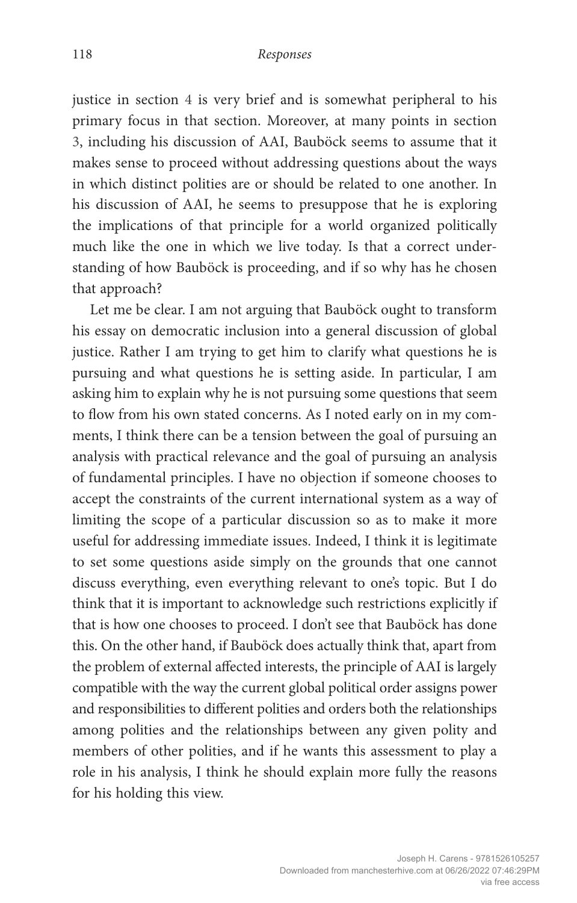justice in section 4 is very brief and is somewhat peripheral to his primary focus in that section. Moreover, at many points in section 3, including his discussion of AAI, Bauböck seems to assume that it makes sense to proceed without addressing questions about the ways in which distinct polities are or should be related to one another. In his discussion of AAI, he seems to presuppose that he is exploring the implications of that principle for a world organized politically much like the one in which we live today. Is that a correct understanding of how Bauböck is proceeding, and if so why has he chosen that approach?

Let me be clear. I am not arguing that Bauböck ought to transform his essay on democratic inclusion into a general discussion of global justice. Rather I am trying to get him to clarify what questions he is pursuing and what questions he is setting aside. In particular, I am asking him to explain why he is not pursuing some questions that seem to flow from his own stated concerns. As I noted early on in my comments, I think there can be a tension between the goal of pursuing an analysis with practical relevance and the goal of pursuing an analysis of fundamental principles. I have no objection if someone chooses to accept the constraints of the current international system as a way of limiting the scope of a particular discussion so as to make it more useful for addressing immediate issues. Indeed, I think it is legitimate to set some questions aside simply on the grounds that one cannot discuss everything, even everything relevant to one's topic. But I do think that it is important to acknowledge such restrictions explicitly if that is how one chooses to proceed. I don't see that Bauböck has done this. On the other hand, if Bauböck does actually think that, apart from the problem of external affected interests, the principle of AAI is largely compatible with the way the current global political order assigns power and responsibilities to different polities and orders both the relationships among polities and the relationships between any given polity and members of other polities, and if he wants this assessment to play a role in his analysis, I think he should explain more fully the reasons for his holding this view.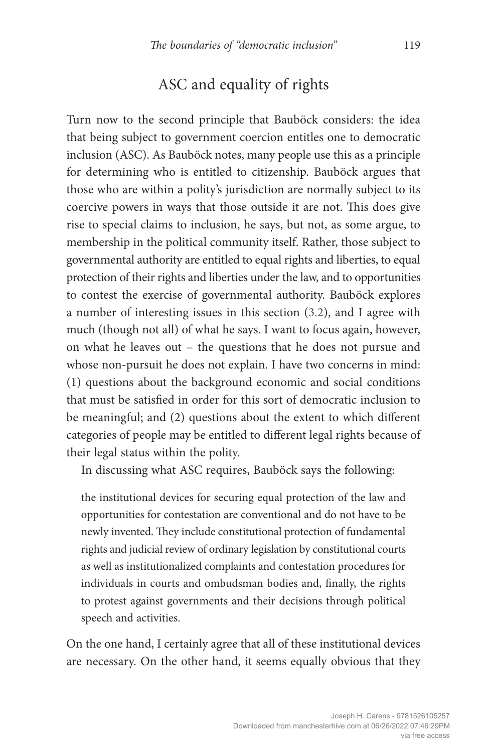## ASC and equality of rights

Turn now to the second principle that Bauböck considers: the idea that being subject to government coercion entitles one to democratic inclusion (ASC). As Bauböck notes, many people use this as a principle for determining who is entitled to citizenship. Bauböck argues that those who are within a polity's jurisdiction are normally subject to its coercive powers in ways that those outside it are not. This does give rise to special claims to inclusion, he says, but not, as some argue, to membership in the political community itself. Rather, those subject to governmental authority are entitled to equal rights and liberties, to equal protection of their rights and liberties under the law, and to opportunities to contest the exercise of governmental authority. Bauböck explores a number of interesting issues in this section (3.2), and I agree with much (though not all) of what he says. I want to focus again, however, on what he leaves out – the questions that he does not pursue and whose non-pursuit he does not explain. I have two concerns in mind: (1) questions about the background economic and social conditions that must be satisfied in order for this sort of democratic inclusion to be meaningful; and (2) questions about the extent to which different categories of people may be entitled to different legal rights because of their legal status within the polity.

In discussing what ASC requires, Bauböck says the following:

> the institutional devices for securing equal protection of the law and opportunities for contestation are conventional and do not have to be newly invented. They include constitutional protection of fundamental rights and judicial review of ordinary legislation by constitutional courts as well as institutionalized complaints and contestation procedures for individuals in courts and ombudsman bodies and, finally, the rights to protest against governments and their decisions through political speech and activities.

On the one hand, I certainly agree that all of these institutional devices are necessary. On the other hand, it seems equally obvious that they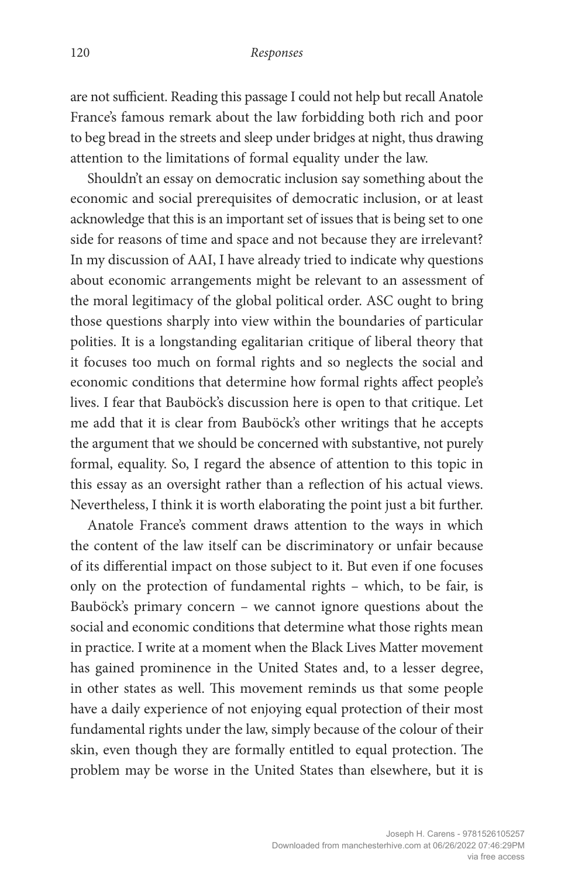are not sufficient. Reading this passage I could not help but recall Anatole France's famous remark about the law forbidding both rich and poor to beg bread in the streets and sleep under bridges at night, thus drawing attention to the limitations of formal equality under the law.

Shouldn't an essay on democratic inclusion say something about the economic and social prerequisites of democratic inclusion, or at least acknowledge that this is an important set of issues that is being set to one side for reasons of time and space and not because they are irrelevant? In my discussion of AAI, I have already tried to indicate why questions about economic arrangements might be relevant to an assessment of the moral legitimacy of the global political order. ASC ought to bring those questions sharply into view within the boundaries of particular polities. It is a longstanding egalitarian critique of liberal theory that it focuses too much on formal rights and so neglects the social and economic conditions that determine how formal rights affect people's lives. I fear that Bauböck's discussion here is open to that critique. Let me add that it is clear from Bauböck's other writings that he accepts the argument that we should be concerned with substantive, not purely formal, equality. So, I regard the absence of attention to this topic in this essay as an oversight rather than a reflection of his actual views. Nevertheless, I think it is worth elaborating the point just a bit further.

Anatole France's comment draws attention to the ways in which the content of the law itself can be discriminatory or unfair because of its differential impact on those subject to it. But even if one focuses only on the protection of fundamental rights – which, to be fair, is Bauböck's primary concern – we cannot ignore questions about the social and economic conditions that determine what those rights mean in practice. I write at a moment when the Black Lives Matter movement has gained prominence in the United States and, to a lesser degree, in other states as well. This movement reminds us that some people have a daily experience of not enjoying equal protection of their most fundamental rights under the law, simply because of the colour of their skin, even though they are formally entitled to equal protection. The problem may be worse in the United States than elsewhere, but it is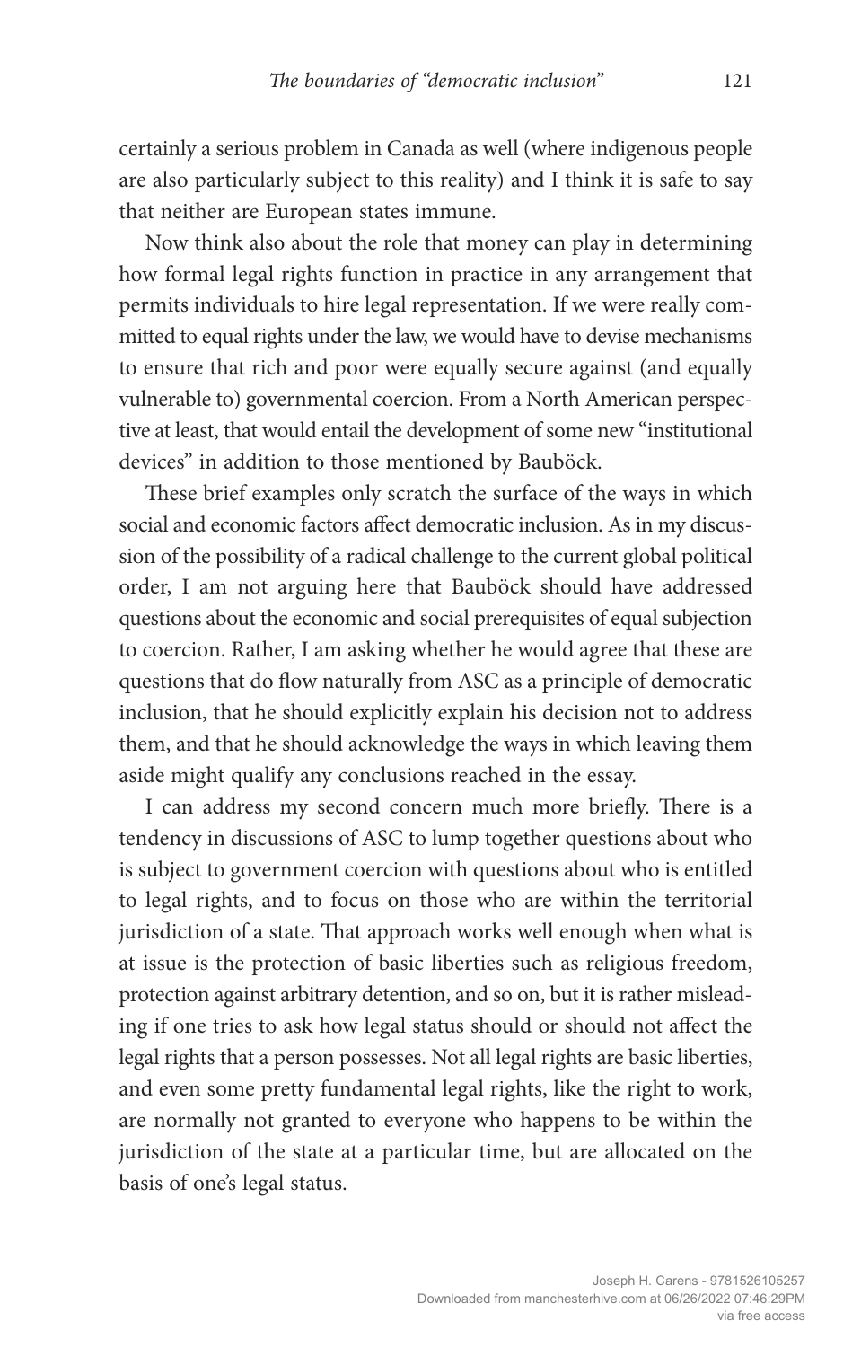certainly a serious problem in Canada as well (where indigenous people are also particularly subject to this reality) and I think it is safe to say that neither are European states immune.

Now think also about the role that money can play in determining how formal legal rights function in practice in any arrangement that permits individuals to hire legal representation. If we were really committed to equal rights under the law, we would have to devise mechanisms to ensure that rich and poor were equally secure against (and equally vulnerable to) governmental coercion. From a North American perspective at least, that would entail the development of some new "institutional devices" in addition to those mentioned by Bauböck.

These brief examples only scratch the surface of the ways in which social and economic factors affect democratic inclusion. As in my discussion of the possibility of a radical challenge to the current global political order, I am not arguing here that Bauböck should have addressed questions about the economic and social prerequisites of equal subjection to coercion. Rather, I am asking whether he would agree that these are questions that do flow naturally from ASC as a principle of democratic inclusion, that he should explicitly explain his decision not to address them, and that he should acknowledge the ways in which leaving them aside might qualify any conclusions reached in the essay.

I can address my second concern much more briefly. There is a tendency in discussions of ASC to lump together questions about who is subject to government coercion with questions about who is entitled to legal rights, and to focus on those who are within the territorial jurisdiction of a state. That approach works well enough when what is at issue is the protection of basic liberties such as religious freedom, protection against arbitrary detention, and so on, but it is rather misleading if one tries to ask how legal status should or should not affect the legal rights that a person possesses. Not all legal rights are basic liberties, and even some pretty fundamental legal rights, like the right to work, are normally not granted to everyone who happens to be within the jurisdiction of the state at a particular time, but are allocated on the basis of one's legal status.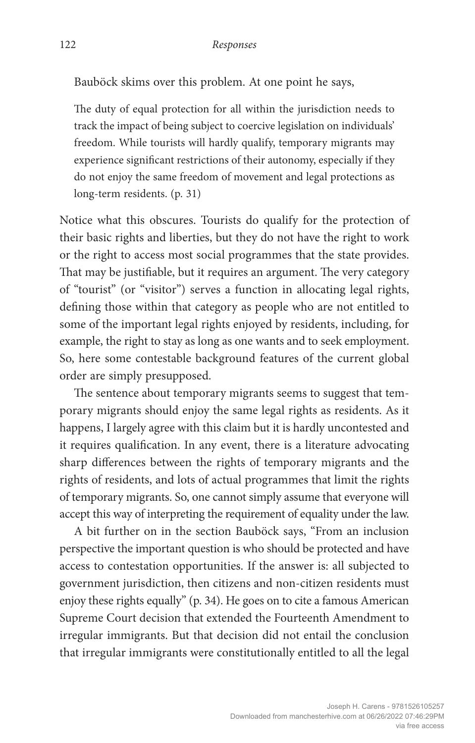Bauböck skims over this problem. At one point he says,

> The duty of equal protection for all within the jurisdiction needs to track the impact of being subject to coercive legislation on individuals' freedom. While tourists will hardly qualify, temporary migrants may experience significant restrictions of their autonomy, especially if they do not enjoy the same freedom of movement and legal protections as long-term residents. (p. 31)

Notice what this obscures. Tourists do qualify for the protection of their basic rights and liberties, but they do not have the right to work or the right to access most social programmes that the state provides. That may be justifiable, but it requires an argument. The very category of "tourist" (or "visitor") serves a function in allocating legal rights, defining those within that category as people who are not entitled to some of the important legal rights enjoyed by residents, including, for example, the right to stay as long as one wants and to seek employment. So, here some contestable background features of the current global order are simply presupposed.

The sentence about temporary migrants seems to suggest that temporary migrants should enjoy the same legal rights as residents. As it happens, I largely agree with this claim but it is hardly uncontested and it requires qualification. In any event, there is a literature advocating sharp differences between the rights of temporary migrants and the rights of residents, and lots of actual programmes that limit the rights of temporary migrants. So, one cannot simply assume that everyone will accept this way of interpreting the requirement of equality under the law.

A bit further on in the section Bauböck says, "From an inclusion perspective the important question is who should be protected and have access to contestation opportunities. If the answer is: all subjected to government jurisdiction, then citizens and non-citizen residents must enjoy these rights equally" (p. 34). He goes on to cite a famous American Supreme Court decision that extended the Fourteenth Amendment to irregular immigrants. But that decision did not entail the conclusion that irregular immigrants were constitutionally entitled to all the legal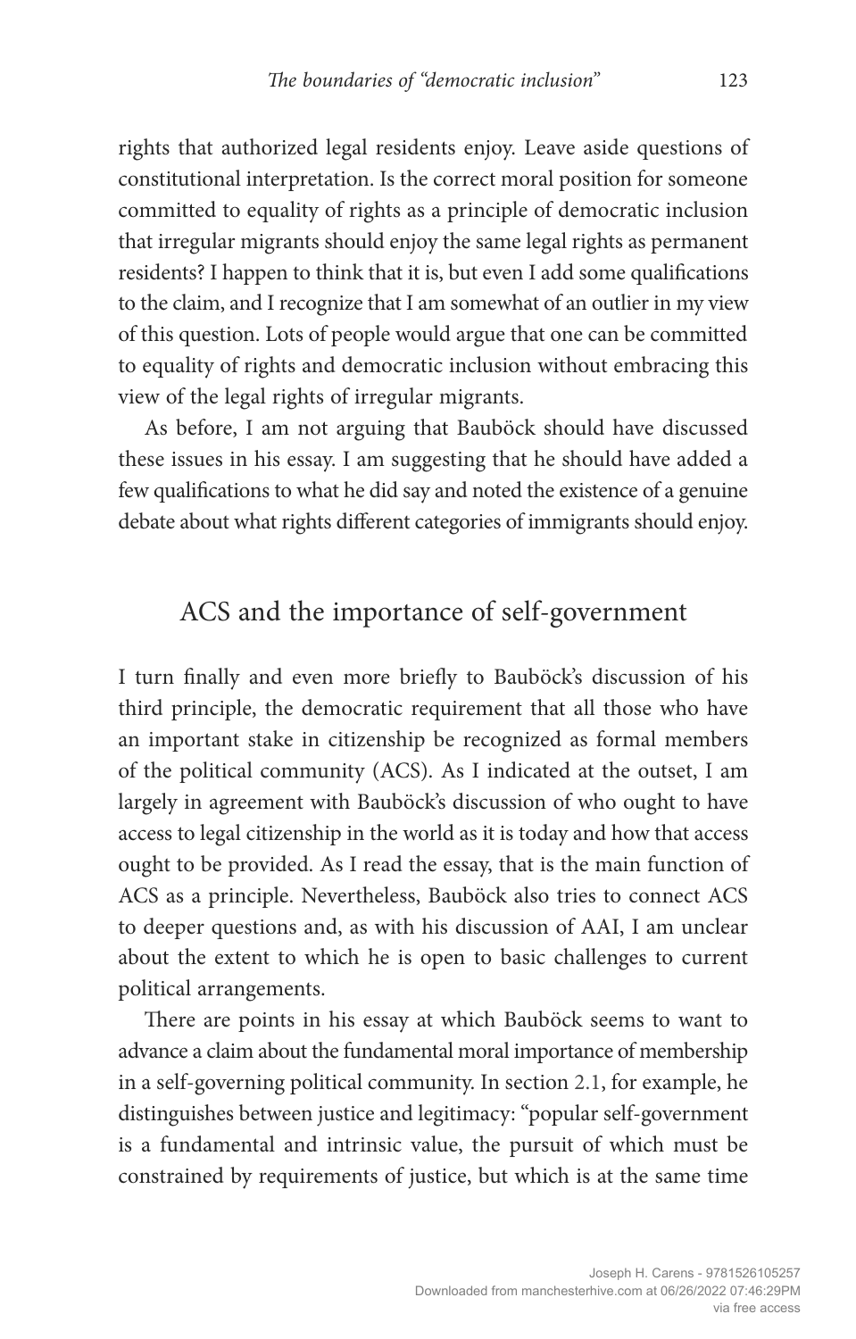rights that authorized legal residents enjoy. Leave aside questions of constitutional interpretation. Is the correct moral position for someone committed to equality of rights as a principle of democratic inclusion that irregular migrants should enjoy the same legal rights as permanent residents? I happen to think that it is, but even I add some qualifications to the claim, and I recognize that I am somewhat of an outlier in my view of this question. Lots of people would argue that one can be committed to equality of rights and democratic inclusion without embracing this view of the legal rights of irregular migrants.

As before, I am not arguing that Bauböck should have discussed these issues in his essay. I am suggesting that he should have added a few qualifications to what he did say and noted the existence of a genuine debate about what rights different categories of immigrants should enjoy.

## ACS and the importance of self-government

I turn finally and even more briefly to Bauböck's discussion of his third principle, the democratic requirement that all those who have an important stake in citizenship be recognized as formal members of the political community (ACS). As I indicated at the outset, I am largely in agreement with Bauböck's discussion of who ought to have access to legal citizenship in the world as it is today and how that access ought to be provided. As I read the essay, that is the main function of ACS as a principle. Nevertheless, Bauböck also tries to connect ACS to deeper questions and, as with his discussion of AAI, I am unclear about the extent to which he is open to basic challenges to current political arrangements.

There are points in his essay at which Bauböck seems to want to advance a claim about the fundamental moral importance of membership in a self-governing political community. In section 2.1, for example, he distinguishes between justice and legitimacy: "popular self-government is a fundamental and intrinsic value, the pursuit of which must be constrained by requirements of justice, but which is at the same time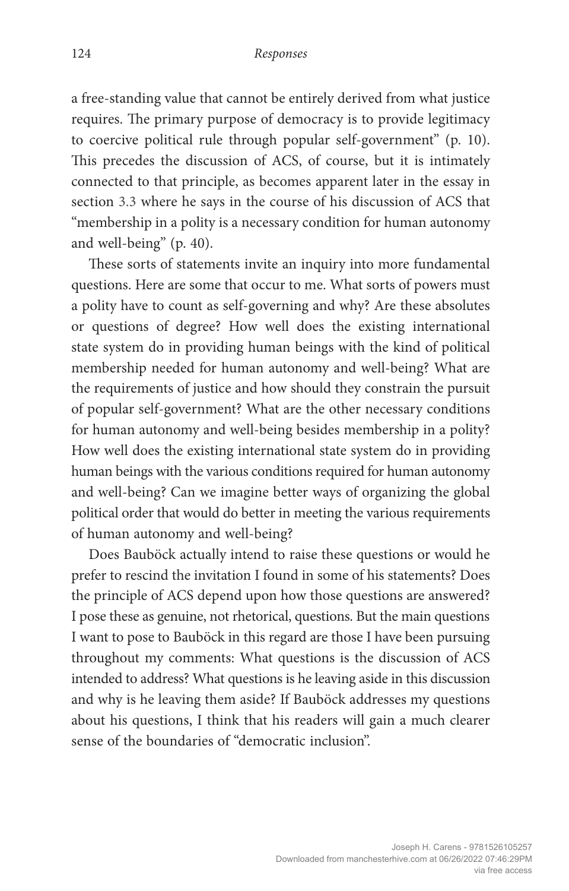a free-standing value that cannot be entirely derived from what justice requires. The primary purpose of democracy is to provide legitimacy to coercive political rule through popular self-government" (p. 10). This precedes the discussion of ACS, of course, but it is intimately connected to that principle, as becomes apparent later in the essay in section 3.3 where he says in the course of his discussion of ACS that "membership in a polity is a necessary condition for human autonomy and well-being" (p. 40).

These sorts of statements invite an inquiry into more fundamental questions. Here are some that occur to me. What sorts of powers must a polity have to count as self-governing and why? Are these absolutes or questions of degree? How well does the existing international state system do in providing human beings with the kind of political membership needed for human autonomy and well-being? What are the requirements of justice and how should they constrain the pursuit of popular self-government? What are the other necessary conditions for human autonomy and well-being besides membership in a polity? How well does the existing international state system do in providing human beings with the various conditions required for human autonomy and well-being? Can we imagine better ways of organizing the global political order that would do better in meeting the various requirements of human autonomy and well-being?

Does Bauböck actually intend to raise these questions or would he prefer to rescind the invitation I found in some of his statements? Does the principle of ACS depend upon how those questions are answered? I pose these as genuine, not rhetorical, questions. But the main questions I want to pose to Bauböck in this regard are those I have been pursuing throughout my comments: What questions is the discussion of ACS intended to address? What questions is he leaving aside in this discussion and why is he leaving them aside? If Bauböck addresses my questions about his questions, I think that his readers will gain a much clearer sense of the boundaries of "democratic inclusion".